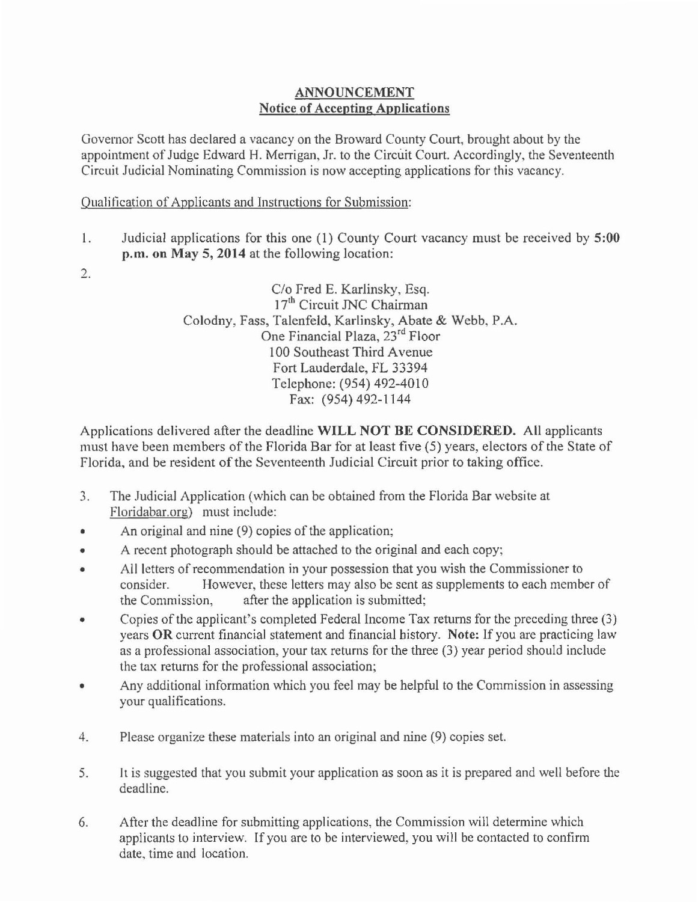## ANNOUNCEMENT

### Notice of Accepting Applications

Governor Scott has declared a vacancy on the Broward County Court, brought about by the appointment of Judge Edward H. Merrigan, Jr. to the Circuit Court. Accordingly, the Seventeenth Circuit Judicial Nominating Commission is now accepting applications for this vacancy.

Qualification of Applicants and Instructions for Submission:

1. Judicial applications for this one (1) County Court vacancy must be received by **5:00 p.m. on May 5, 2014** at the following location:

2.

C/o Fred E. Karlinsky, Esq.
17th Circuit JNC Chairman
Colodny, Fass, Talenfeld, Karlinsky, Abate & Webb, P.A.
One Financial Plaza, 23rd Floor
100 Southeast Third Avenue
Fort Lauderdale, FL 33394
Telephone: (954) 492-4010
Fax: (954) 492-1144

Applications delivered after the deadline **WILL NOT BE CONSIDERED.** All applicants must have been members of the Florida Bar for at least five (5) years, electors of the State of Florida, and be resident of the Seventeenth Judicial Circuit prior to taking office.

3. The Judicial Application (which can be obtained from the Florida Bar website at Floridabar.org) must include:

- An original and nine (9) copies of the application;
- A recent photograph should be attached to the original and each copy;
- All letters of recommendation in your possession that you wish the Commissioner to consider. However, these letters may also be sent as supplements to each member of the Commission, after the application is submitted;
- Copies of the applicant's completed Federal Income Tax returns for the preceding three (3) years **OR** current financial statement and financial history. **Note:** If you are practicing law as a professional association, your tax returns for the three (3) year period should include the tax returns for the professional association;
- Any additional information which you feel may be helpful to the Commission in assessing your qualifications.

4. Please organize these materials into an original and nine (9) copies set.

5. It is suggested that you submit your application as soon as it is prepared and well before the deadline.

6. After the deadline for submitting applications, the Commission will determine which applicants to interview. If you are to be interviewed, you will be contacted to confirm date, time and location.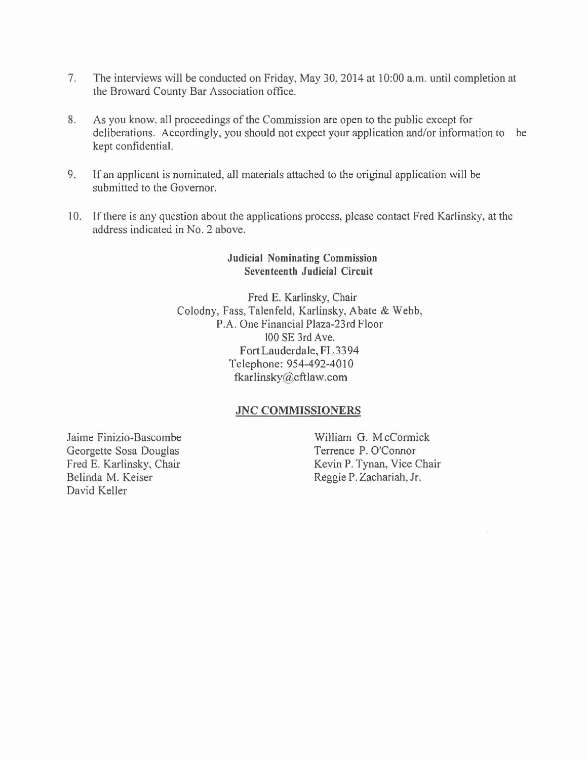7. The interviews will be conducted on Friday, May 30, 2014 at 10:00 a.m. until completion at the Broward County Bar Association office.

8. As you know, all proceedings of the Commission are open to the public except for deliberations. Accordingly, you should not expect your application and/or information to be kept confidential.

9. If an applicant is nominated, all materials attached to the original application will be submitted to the Governor.

10. If there is any question about the applications process, please contact Fred Karlinsky, at the address indicated in No. 2 above.

**Judicial Nominating Commission**
**Seventeenth Judicial Circuit**

Fred E. Karlinsky, Chair
Colodny, Fass, Talenfeld, Karlinsky, Abate & Webb,
P.A. One Financial Plaza-23rd Floor
100 SE 3rd Ave.
Fort Lauderdale, FL 3394
Telephone: 954-492-4010
fkarlinsky@cftlaw.com

**JNC COMMISSIONERS**

Jaime Finizio-Bascombe
Georgette Sosa Douglas
Fred E. Karlinsky, Chair
Belinda M. Keiser
David Keller

William G. McCormick
Terrence P. O'Connor
Kevin P. Tynan, Vice Chair
Reggie P. Zachariah, Jr.